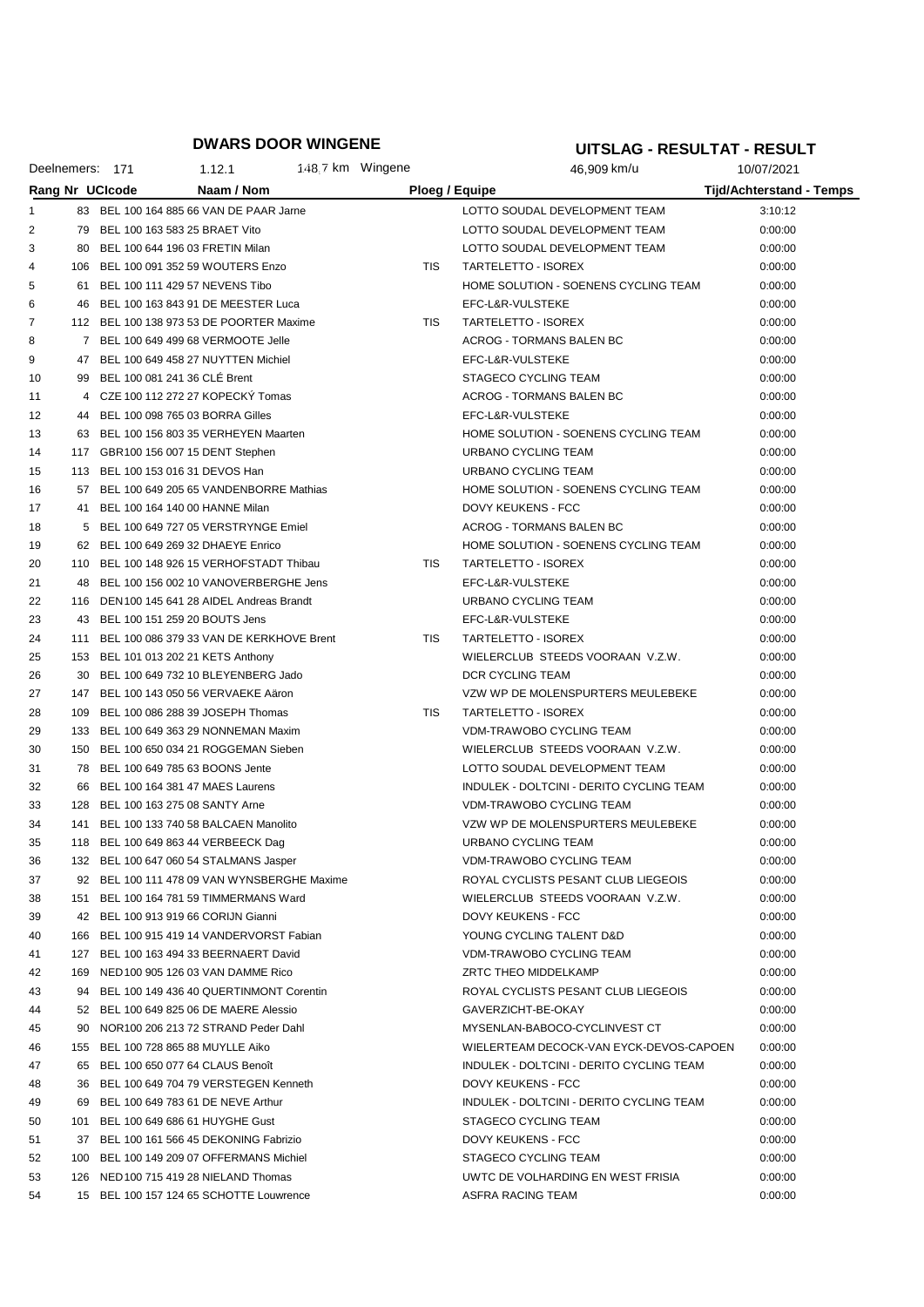# DWARS DOOR WINGENE

# UITSLAG - RESULTAT - RESULT

Deelnemers: 171 | 1.12.1 | 148,7 km Wingene | 46,909 km/u | 10/07/2021

| Rang | Nr | UCIcode | Naam / Nom | | Ploeg / Equipe | Tijd/Achterstand - Temps |
|---|---|---|---|---|---|---|
| 1 | 83 | BEL 100 164 885 66 | VAN DE PAAR Jarne | | LOTTO SOUDAL DEVELOPMENT TEAM | 3:10:12 |
| 2 | 79 | BEL 100 163 583 25 | BRAET Vito | | LOTTO SOUDAL DEVELOPMENT TEAM | 0:00:00 |
| 3 | 80 | BEL 100 644 196 03 | FRETIN Milan | | LOTTO SOUDAL DEVELOPMENT TEAM | 0:00:00 |
| 4 | 106 | BEL 100 091 352 59 | WOUTERS Enzo | TIS | TARTELETTO - ISOREX | 0:00:00 |
| 5 | 61 | BEL 100 111 429 57 | NEVENS Tibo | | HOME SOLUTION - SOENENS CYCLING TEAM | 0:00:00 |
| 6 | 46 | BEL 100 163 843 91 | DE MEESTER Luca | | EFC-L&R-VULSTEKE | 0:00:00 |
| 7 | 112 | BEL 100 138 973 53 | DE POORTER Maxime | TIS | TARTELETTO - ISOREX | 0:00:00 |
| 8 | 7 | BEL 100 649 499 68 | VERMOOTE Jelle | | ACROG - TORMANS BALEN BC | 0:00:00 |
| 9 | 47 | BEL 100 649 458 27 | NUYTTEN Michiel | | EFC-L&R-VULSTEKE | 0:00:00 |
| 10 | 99 | BEL 100 081 241 36 | CLÉ Brent | | STAGECO CYCLING TEAM | 0:00:00 |
| 11 | 4 | CZE 100 112 272 27 | KOPECKÝ Tomas | | ACROG - TORMANS BALEN BC | 0:00:00 |
| 12 | 44 | BEL 100 098 765 03 | BORRA Gilles | | EFC-L&R-VULSTEKE | 0:00:00 |
| 13 | 63 | BEL 100 156 803 35 | VERHEYEN Maarten | | HOME SOLUTION - SOENENS CYCLING TEAM | 0:00:00 |
| 14 | 117 | GBR100 156 007 15 | DENT Stephen | | URBANO CYCLING TEAM | 0:00:00 |
| 15 | 113 | BEL 100 153 016 31 | DEVOS Han | | URBANO CYCLING TEAM | 0:00:00 |
| 16 | 57 | BEL 100 649 205 65 | VANDENBORRE Mathias | | HOME SOLUTION - SOENENS CYCLING TEAM | 0:00:00 |
| 17 | 41 | BEL 100 164 140 00 | HANNE Milan | | DOVY KEUKENS - FCC | 0:00:00 |
| 18 | 5 | BEL 100 649 727 05 | VERSTRYNGE Emiel | | ACROG - TORMANS BALEN BC | 0:00:00 |
| 19 | 62 | BEL 100 649 269 32 | DHAEYE Enrico | | HOME SOLUTION - SOENENS CYCLING TEAM | 0:00:00 |
| 20 | 110 | BEL 100 148 926 15 | VERHOFSTADT Thibau | TIS | TARTELETTO - ISOREX | 0:00:00 |
| 21 | 48 | BEL 100 156 002 10 | VANOVERBERGHE Jens | | EFC-L&R-VULSTEKE | 0:00:00 |
| 22 | 116 | DEN100 145 641 28 | AIDEL Andreas Brandt | | URBANO CYCLING TEAM | 0:00:00 |
| 23 | 43 | BEL 100 151 259 20 | BOUTS Jens | | EFC-L&R-VULSTEKE | 0:00:00 |
| 24 | 111 | BEL 100 086 379 33 | VAN DE KERKHOVE Brent | TIS | TARTELETTO - ISOREX | 0:00:00 |
| 25 | 153 | BEL 101 013 202 21 | KETS Anthony | | WIELERCLUB STEEDS VOORAAN V.Z.W. | 0:00:00 |
| 26 | 30 | BEL 100 649 732 10 | BLEYENBERG Jado | | DCR CYCLING TEAM | 0:00:00 |
| 27 | 147 | BEL 100 143 050 56 | VERVAEKE Aäron | | VZW WP DE MOLENSPURTERS MEULEBEKE | 0:00:00 |
| 28 | 109 | BEL 100 086 288 39 | JOSEPH Thomas | TIS | TARTELETTO - ISOREX | 0:00:00 |
| 29 | 133 | BEL 100 649 363 29 | NONNEMAN Maxim | | VDM-TRAWOBO CYCLING TEAM | 0:00:00 |
| 30 | 150 | BEL 100 650 034 21 | ROGGEMAN Sieben | | WIELERCLUB STEEDS VOORAAN V.Z.W. | 0:00:00 |
| 31 | 78 | BEL 100 649 785 63 | BOONS Jente | | LOTTO SOUDAL DEVELOPMENT TEAM | 0:00:00 |
| 32 | 66 | BEL 100 164 381 47 | MAES Laurens | | INDULEK - DOLTCINI - DERITO CYCLING TEAM | 0:00:00 |
| 33 | 128 | BEL 100 163 275 08 | SANTY Arne | | VDM-TRAWOBO CYCLING TEAM | 0:00:00 |
| 34 | 141 | BEL 100 133 740 58 | BALCAEN Manolito | | VZW WP DE MOLENSPURTERS MEULEBEKE | 0:00:00 |
| 35 | 118 | BEL 100 649 863 44 | VERBEECK Dag | | URBANO CYCLING TEAM | 0:00:00 |
| 36 | 132 | BEL 100 647 060 54 | STALMANS Jasper | | VDM-TRAWOBO CYCLING TEAM | 0:00:00 |
| 37 | 92 | BEL 100 111 478 09 | VAN WYNSBERGHE Maxime | | ROYAL CYCLISTS PESANT CLUB LIEGEOIS | 0:00:00 |
| 38 | 151 | BEL 100 164 781 59 | TIMMERMANS Ward | | WIELERCLUB STEEDS VOORAAN V.Z.W. | 0:00:00 |
| 39 | 42 | BEL 100 913 919 66 | CORIJN Gianni | | DOVY KEUKENS - FCC | 0:00:00 |
| 40 | 166 | BEL 100 915 419 14 | VANDERVORST Fabian | | YOUNG CYCLING TALENT D&D | 0:00:00 |
| 41 | 127 | BEL 100 163 494 33 | BEERNAERT David | | VDM-TRAWOBO CYCLING TEAM | 0:00:00 |
| 42 | 169 | NED100 905 126 03 | VAN DAMME Rico | | ZRTC THEO MIDDELKAMP | 0:00:00 |
| 43 | 94 | BEL 100 149 436 40 | QUERTINMONT Corentin | | ROYAL CYCLISTS PESANT CLUB LIEGEOIS | 0:00:00 |
| 44 | 52 | BEL 100 649 825 06 | DE MAERE Alessio | | GAVERZICHT-BE-OKAY | 0:00:00 |
| 45 | 90 | NOR100 206 213 72 | STRAND Peder Dahl | | MYSENLAN-BABOCO-CYCLINVEST CT | 0:00:00 |
| 46 | 155 | BEL 100 728 865 88 | MUYLLE Aiko | | WIELERTEAM DECOCK-VAN EYCK-DEVOS-CAPOEN | 0:00:00 |
| 47 | 65 | BEL 100 650 077 64 | CLAUS Benoît | | INDULEK - DOLTCINI - DERITO CYCLING TEAM | 0:00:00 |
| 48 | 36 | BEL 100 649 704 79 | VERSTEGEN Kenneth | | DOVY KEUKENS - FCC | 0:00:00 |
| 49 | 69 | BEL 100 649 783 61 | DE NEVE Arthur | | INDULEK - DOLTCINI - DERITO CYCLING TEAM | 0:00:00 |
| 50 | 101 | BEL 100 649 686 61 | HUYGHE Gust | | STAGECO CYCLING TEAM | 0:00:00 |
| 51 | 37 | BEL 100 161 566 45 | DEKONING Fabrizio | | DOVY KEUKENS - FCC | 0:00:00 |
| 52 | 100 | BEL 100 149 209 07 | OFFERMANS Michiel | | STAGECO CYCLING TEAM | 0:00:00 |
| 53 | 126 | NED100 715 419 28 | NIELAND Thomas | | UWTC DE VOLHARDING EN WEST FRISIA | 0:00:00 |
| 54 | 15 | BEL 100 157 124 65 | SCHOTTE Louwrence | | ASFRA RACING TEAM | 0:00:00 |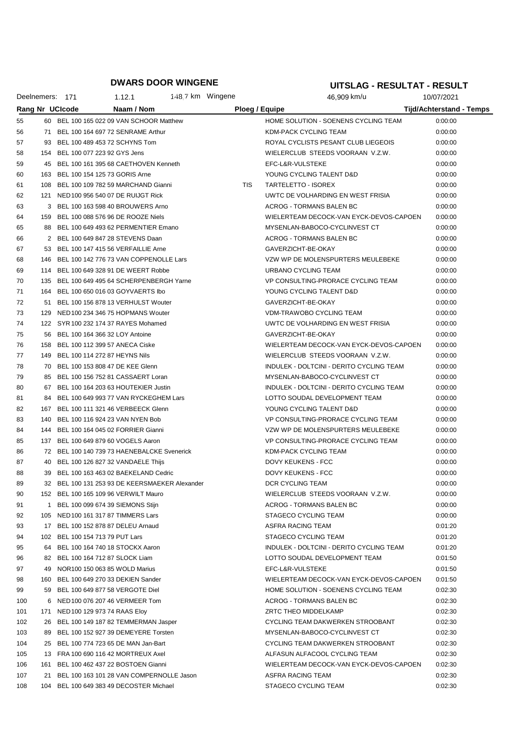# DWARS DOOR WINGENE

# UITSLAG - RESULTAT - RESULT

Deelnemers: 171 | 1.12.1 | 148,7 km Wingene | 46,909 km/u | 10/07/2021

| Rang | Nr | UCIcode | Naam / Nom | | Ploeg / Equipe | Tijd/Achterstand - Temps |
|---|---|---|---|---|---|---|
| 55 | 60 | BEL 100 165 022 09 | VAN SCHOOR Matthew | | HOME SOLUTION - SOENENS CYCLING TEAM | 0:00:00 |
| 56 | 71 | BEL 100 164 697 72 | SENRAME Arthur | | KDM-PACK CYCLING TEAM | 0:00:00 |
| 57 | 93 | BEL 100 489 453 72 | SCHYNS Tom | | ROYAL CYCLISTS PESANT CLUB LIEGEOIS | 0:00:00 |
| 58 | 154 | BEL 100 077 223 92 | GYS Jens | | WIELERCLUB STEEDS VOORAAN V.Z.W. | 0:00:00 |
| 59 | 45 | BEL 100 161 395 68 | CAETHOVEN Kenneth | | EFC-L&R-VULSTEKE | 0:00:00 |
| 60 | 163 | BEL 100 154 125 73 | GORIS Arne | | YOUNG CYCLING TALENT D&D | 0:00:00 |
| 61 | 108 | BEL 100 109 782 59 | MARCHAND Gianni | TIS | TARTELETTO - ISOREX | 0:00:00 |
| 62 | 121 | NED 100 956 540 07 | DE RUIJGT Rick | | UWTC DE VOLHARDING EN WEST FRISIA | 0:00:00 |
| 63 | 3 | BEL 100 163 598 40 | BROUWERS Arno | | ACROG - TORMANS BALEN BC | 0:00:00 |
| 64 | 159 | BEL 100 088 576 96 | DE ROOZE Niels | | WIELERTEAM DECOCK-VAN EYCK-DEVOS-CAPOEN | 0:00:00 |
| 65 | 88 | BEL 100 649 493 62 | PERMENTIER Emano | | MYSENLAN-BABOCO-CYCLINVEST CT | 0:00:00 |
| 66 | 2 | BEL 100 649 847 28 | STEVENS Daan | | ACROG - TORMANS BALEN BC | 0:00:00 |
| 67 | 53 | BEL 100 147 415 56 | VERFAILLIE Arne | | GAVERZICHT-BE-OKAY | 0:00:00 |
| 68 | 146 | BEL 100 142 776 73 | VAN COPPENOLLE Lars | | VZW WP DE MOLENSPURTERS MEULEBEKE | 0:00:00 |
| 69 | 114 | BEL 100 649 328 91 | DE WEERT Robbe | | URBANO CYCLING TEAM | 0:00:00 |
| 70 | 135 | BEL 100 649 495 64 | SCHERPENBERGH Yarne | | VP CONSULTING-PRORACE CYCLING TEAM | 0:00:00 |
| 71 | 164 | BEL 100 650 016 03 | GOYVAERTS Ibo | | YOUNG CYCLING TALENT D&D | 0:00:00 |
| 72 | 51 | BEL 100 156 878 13 | VERHULST Wouter | | GAVERZICHT-BE-OKAY | 0:00:00 |
| 73 | 129 | NED 100 234 346 75 | HOPMANS Wouter | | VDM-TRAWOBO CYCLING TEAM | 0:00:00 |
| 74 | 122 | SYR 100 232 174 37 | RAYES Mohamed | | UWTC DE VOLHARDING EN WEST FRISIA | 0:00:00 |
| 75 | 56 | BEL 100 164 366 32 | LOY Antoine | | GAVERZICHT-BE-OKAY | 0:00:00 |
| 76 | 158 | BEL 100 112 399 57 | ANECA Ciske | | WIELERTEAM DECOCK-VAN EYCK-DEVOS-CAPOEN | 0:00:00 |
| 77 | 149 | BEL 100 114 272 87 | HEYNS Nils | | WIELERCLUB STEEDS VOORAAN V.Z.W. | 0:00:00 |
| 78 | 70 | BEL 100 153 808 47 | DE KEE Glenn | | INDULEK - DOLTCINI - DERITO CYCLING TEAM | 0:00:00 |
| 79 | 85 | BEL 100 156 752 81 | CASSAERT Loran | | MYSENLAN-BABOCO-CYCLINVEST CT | 0:00:00 |
| 80 | 67 | BEL 100 164 203 63 | HOUTEKIER Justin | | INDULEK - DOLTCINI - DERITO CYCLING TEAM | 0:00:00 |
| 81 | 84 | BEL 100 649 993 77 | VAN RYCKEGHEM Lars | | LOTTO SOUDAL DEVELOPMENT TEAM | 0:00:00 |
| 82 | 167 | BEL 100 111 321 46 | VERBEECK Glenn | | YOUNG CYCLING TALENT D&D | 0:00:00 |
| 83 | 140 | BEL 100 116 924 23 | VAN NYEN Bob | | VP CONSULTING-PRORACE CYCLING TEAM | 0:00:00 |
| 84 | 144 | BEL 100 164 045 02 | FORRIER Gianni | | VZW WP DE MOLENSPURTERS MEULEBEKE | 0:00:00 |
| 85 | 137 | BEL 100 649 879 60 | VOGELS Aaron | | VP CONSULTING-PRORACE CYCLING TEAM | 0:00:00 |
| 86 | 72 | BEL 100 140 739 73 | HAENEBALCKE Svenerick | | KDM-PACK CYCLING TEAM | 0:00:00 |
| 87 | 40 | BEL 100 126 827 32 | VANDAELE Thijs | | DOVY KEUKENS - FCC | 0:00:00 |
| 88 | 39 | BEL 100 163 463 02 | BAEKELAND Cedric | | DOVY KEUKENS - FCC | 0:00:00 |
| 89 | 32 | BEL 100 131 253 93 | DE KEERSMAEKER Alexander | | DCR CYCLING TEAM | 0:00:00 |
| 90 | 152 | BEL 100 165 109 96 | VERWILT Mauro | | WIELERCLUB STEEDS VOORAAN V.Z.W. | 0:00:00 |
| 91 | 1 | BEL 100 099 674 39 | SIEMONS Stijn | | ACROG - TORMANS BALEN BC | 0:00:00 |
| 92 | 105 | NED 100 161 317 87 | TIMMERS Lars | | STAGECO CYCLING TEAM | 0:00:00 |
| 93 | 17 | BEL 100 152 878 87 | DELEU Arnaud | | ASFRA RACING TEAM | 0:01:20 |
| 94 | 102 | BEL 100 154 713 79 | PUT Lars | | STAGECO CYCLING TEAM | 0:01:20 |
| 95 | 64 | BEL 100 164 740 18 | STOCKX Aaron | | INDULEK - DOLTCINI - DERITO CYCLING TEAM | 0:01:20 |
| 96 | 82 | BEL 100 164 712 87 | SLOCK Liam | | LOTTO SOUDAL DEVELOPMENT TEAM | 0:01:50 |
| 97 | 49 | NOR 100 150 063 85 | WOLD Marius | | EFC-L&R-VULSTEKE | 0:01:50 |
| 98 | 160 | BEL 100 649 270 33 | DEKIEN Sander | | WIELERTEAM DECOCK-VAN EYCK-DEVOS-CAPOEN | 0:01:50 |
| 99 | 59 | BEL 100 649 877 58 | VERGOTE Diel | | HOME SOLUTION - SOENENS CYCLING TEAM | 0:02:30 |
| 100 | 6 | NED 100 076 207 46 | VERMEER Tom | | ACROG - TORMANS BALEN BC | 0:02:30 |
| 101 | 171 | NED 100 129 973 74 | RAAS Eloy | | ZRTC THEO MIDDELKAMP | 0:02:30 |
| 102 | 26 | BEL 100 149 187 82 | TEMMERMAN Jasper | | CYCLING TEAM DAKWERKEN STROOBANT | 0:02:30 |
| 103 | 89 | BEL 100 152 927 39 | DEMEYERE Torsten | | MYSENLAN-BABOCO-CYCLINVEST CT | 0:02:30 |
| 104 | 25 | BEL 100 774 723 65 | DE MAN Jan-Bart | | CYCLING TEAM DAKWERKEN STROOBANT | 0:02:30 |
| 105 | 13 | FRA 100 690 116 42 | MORTREUX Axel | | ALFASUN ALFACOOL CYCLING TEAM | 0:02:30 |
| 106 | 161 | BEL 100 462 437 22 | BOSTOEN Gianni | | WIELERTEAM DECOCK-VAN EYCK-DEVOS-CAPOEN | 0:02:30 |
| 107 | 21 | BEL 100 163 101 28 | VAN COMPERNOLLE Jason | | ASFRA RACING TEAM | 0:02:30 |
| 108 | 104 | BEL 100 649 383 49 | DECOSTER Michael | | STAGECO CYCLING TEAM | 0:02:30 |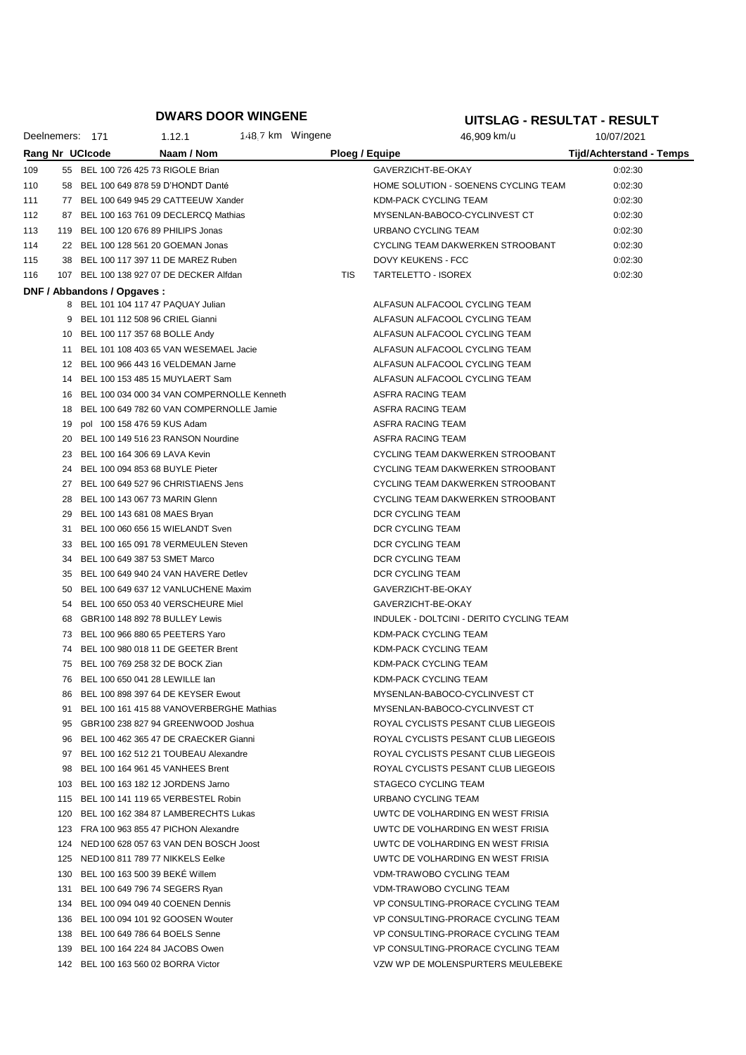# DWARS DOOR WINGENE

## UITSLAG - RESULTAT - RESULT

Deelnemers: 171 | 1.12.1 | 148,7 km Wingene | 46,909 km/u | 10/07/2021

| Rang | Nr | UCIcode | Naam / Nom | | Ploeg / Equipe | Tijd/Achterstand - Temps |
|---|---|---|---|---|---|---|
| 109 | 55 | BEL 100 726 425 73 | RIGOLE Brian | | GAVERZICHT-BE-OKAY | 0:02:30 |
| 110 | 58 | BEL 100 649 878 59 | D'HONDT Danté | | HOME SOLUTION - SOENENS CYCLING TEAM | 0:02:30 |
| 111 | 77 | BEL 100 649 945 29 | CATTEEUW Xander | | KDM-PACK CYCLING TEAM | 0:02:30 |
| 112 | 87 | BEL 100 163 761 09 | DECLERCQ Mathias | | MYSENLAN-BABOCO-CYCLINVEST CT | 0:02:30 |
| 113 | 119 | BEL 100 120 676 89 | PHILIPS Jonas | | URBANO CYCLING TEAM | 0:02:30 |
| 114 | 22 | BEL 100 128 561 20 | GOEMAN Jonas | | CYCLING TEAM DAKWERKEN STROOBANT | 0:02:30 |
| 115 | 38 | BEL 100 117 397 11 | DE MAREZ Ruben | | DOVY KEUKENS - FCC | 0:02:30 |
| 116 | 107 | BEL 100 138 927 07 | DE DECKER Alfdan | TIS | TARTELETTO - ISOREX | 0:02:30 |

**DNF / Abbandons / Opgaves :**

| Nr | UCIcode | Naam / Nom | Ploeg / Equipe |
|---|---|---|---|
| 8 | BEL 101 104 117 47 | PAQUAY Julian | ALFASUN ALFACOOL CYCLING TEAM |
| 9 | BEL 101 112 508 96 | CRIEL Gianni | ALFASUN ALFACOOL CYCLING TEAM |
| 10 | BEL 100 117 357 68 | BOLLE Andy | ALFASUN ALFACOOL CYCLING TEAM |
| 11 | BEL 101 108 403 65 | VAN WESEMAEL Jacie | ALFASUN ALFACOOL CYCLING TEAM |
| 12 | BEL 100 966 443 16 | VELDEMAN Jarne | ALFASUN ALFACOOL CYCLING TEAM |
| 14 | BEL 100 153 485 15 | MUYLAERT Sam | ALFASUN ALFACOOL CYCLING TEAM |
| 16 | BEL 100 034 000 34 | VAN COMPERNOLLE Kenneth | ASFRA RACING TEAM |
| 18 | BEL 100 649 782 60 | VAN COMPERNOLLE Jamie | ASFRA RACING TEAM |
| 19 | pol 100 158 476 59 | KUS Adam | ASFRA RACING TEAM |
| 20 | BEL 100 149 516 23 | RANSON Nourdine | ASFRA RACING TEAM |
| 23 | BEL 100 164 306 69 | LAVA Kevin | CYCLING TEAM DAKWERKEN STROOBANT |
| 24 | BEL 100 094 853 68 | BUYLE Pieter | CYCLING TEAM DAKWERKEN STROOBANT |
| 27 | BEL 100 649 527 96 | CHRISTIAENS Jens | CYCLING TEAM DAKWERKEN STROOBANT |
| 28 | BEL 100 143 067 73 | MARIN Glenn | CYCLING TEAM DAKWERKEN STROOBANT |
| 29 | BEL 100 143 681 08 | MAES Bryan | DCR CYCLING TEAM |
| 31 | BEL 100 060 656 15 | WIELANDT Sven | DCR CYCLING TEAM |
| 33 | BEL 100 165 091 78 | VERMEULEN Steven | DCR CYCLING TEAM |
| 34 | BEL 100 649 387 53 | SMET Marco | DCR CYCLING TEAM |
| 35 | BEL 100 649 940 24 | VAN HAVERE Detlev | DCR CYCLING TEAM |
| 50 | BEL 100 649 637 12 | VANLUCHENE Maxim | GAVERZICHT-BE-OKAY |
| 54 | BEL 100 650 053 40 | VERSCHEURE Miel | GAVERZICHT-BE-OKAY |
| 68 | GBR100 148 892 78 | BULLEY Lewis | INDULEK - DOLTCINI - DERITO CYCLING TEAM |
| 73 | BEL 100 966 880 65 | PEETERS Yaro | KDM-PACK CYCLING TEAM |
| 74 | BEL 100 980 018 11 | DE GEETER Brent | KDM-PACK CYCLING TEAM |
| 75 | BEL 100 769 258 32 | DE BOCK Zian | KDM-PACK CYCLING TEAM |
| 76 | BEL 100 650 041 28 | LEWILLE Ian | KDM-PACK CYCLING TEAM |
| 86 | BEL 100 898 397 64 | DE KEYSER Ewout | MYSENLAN-BABOCO-CYCLINVEST CT |
| 91 | BEL 100 161 415 88 | VANOVERBERGHE Mathias | MYSENLAN-BABOCO-CYCLINVEST CT |
| 95 | GBR100 238 827 94 | GREENWOOD Joshua | ROYAL CYCLISTS PESANT CLUB LIEGEOIS |
| 96 | BEL 100 462 365 47 | DE CRAECKER Gianni | ROYAL CYCLISTS PESANT CLUB LIEGEOIS |
| 97 | BEL 100 162 512 21 | TOUBEAU Alexandre | ROYAL CYCLISTS PESANT CLUB LIEGEOIS |
| 98 | BEL 100 164 961 45 | VANHEES Brent | ROYAL CYCLISTS PESANT CLUB LIEGEOIS |
| 103 | BEL 100 163 182 12 | JORDENS Jarno | STAGECO CYCLING TEAM |
| 115 | BEL 100 141 119 65 | VERBESTEL Robin | URBANO CYCLING TEAM |
| 120 | BEL 100 162 384 87 | LAMBERECHTS Lukas | UWTC DE VOLHARDING EN WEST FRISIA |
| 123 | FRA 100 963 855 47 | PICHON Alexandre | UWTC DE VOLHARDING EN WEST FRISIA |
| 124 | NED100 628 057 63 | VAN DEN BOSCH Joost | UWTC DE VOLHARDING EN WEST FRISIA |
| 125 | NED100 811 789 77 | NIKKELS Eelke | UWTC DE VOLHARDING EN WEST FRISIA |
| 130 | BEL 100 163 500 39 | BEKÉ Willem | VDM-TRAWOBO CYCLING TEAM |
| 131 | BEL 100 649 796 74 | SEGERS Ryan | VDM-TRAWOBO CYCLING TEAM |
| 134 | BEL 100 094 049 40 | COENEN Dennis | VP CONSULTING-PRORACE CYCLING TEAM |
| 136 | BEL 100 094 101 92 | GOOSEN Wouter | VP CONSULTING-PRORACE CYCLING TEAM |
| 138 | BEL 100 649 786 64 | BOELS Senne | VP CONSULTING-PRORACE CYCLING TEAM |
| 139 | BEL 100 164 224 84 | JACOBS Owen | VP CONSULTING-PRORACE CYCLING TEAM |
| 142 | BEL 100 163 560 02 | BORRA Victor | VZW WP DE MOLENSPURTERS MEULEBEKE |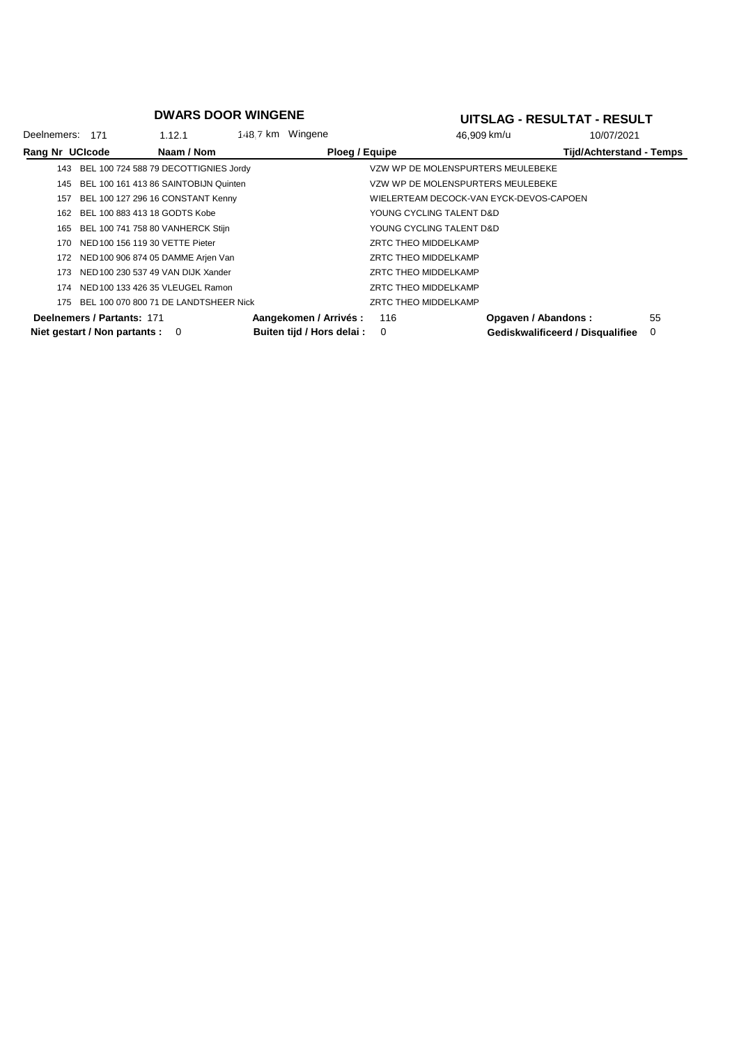## DWARS DOOR WINGENE

## UITSLAG - RESULTAT - RESULT

Deelnemers: 171 | 1.12.1 | 148,7 km Wingene | 46,909 km/u | 10/07/2021

| Rang | Nr | UCIcode | Naam / Nom | Ploeg / Equipe | Tijd/Achterstand - Temps |
|---|---|---|---|---|---|
| | 143 | BEL 100 724 588 79 | DECOTTIGNIES Jordy | VZW WP DE MOLENSPURTERS MEULEBEKE | |
| | 145 | BEL 100 161 413 86 | SAINTOBIJN Quinten | VZW WP DE MOLENSPURTERS MEULEBEKE | |
| | 157 | BEL 100 127 296 16 | CONSTANT Kenny | WIELERTEAM DECOCK-VAN EYCK-DEVOS-CAPOEN | |
| | 162 | BEL 100 883 413 18 | GODTS Kobe | YOUNG CYCLING TALENT D&D | |
| | 165 | BEL 100 741 758 80 | VANHERCK Stijn | YOUNG CYCLING TALENT D&D | |
| | 170 | NED 100 156 119 30 | VETTE Pieter | ZRTC THEO MIDDELKAMP | |
| | 172 | NED 100 906 874 05 | DAMME Arjen Van | ZRTC THEO MIDDELKAMP | |
| | 173 | NED 100 230 537 49 | VAN DIJK Xander | ZRTC THEO MIDDELKAMP | |
| | 174 | NED 100 133 426 35 | VLEUGEL Ramon | ZRTC THEO MIDDELKAMP | |
| | 175 | BEL 100 070 800 71 | DE LANDTSHEER Nick | ZRTC THEO MIDDELKAMP | |

**Deelnemers / Partants:** 171 | **Aangekomen / Arrivés :** 116 | **Opgaven / Abandons :** 55

**Niet gestart / Non partants :** 0 | **Buiten tijd / Hors delai :** 0 | **Gediskwalificeerd / Disqualifiee** 0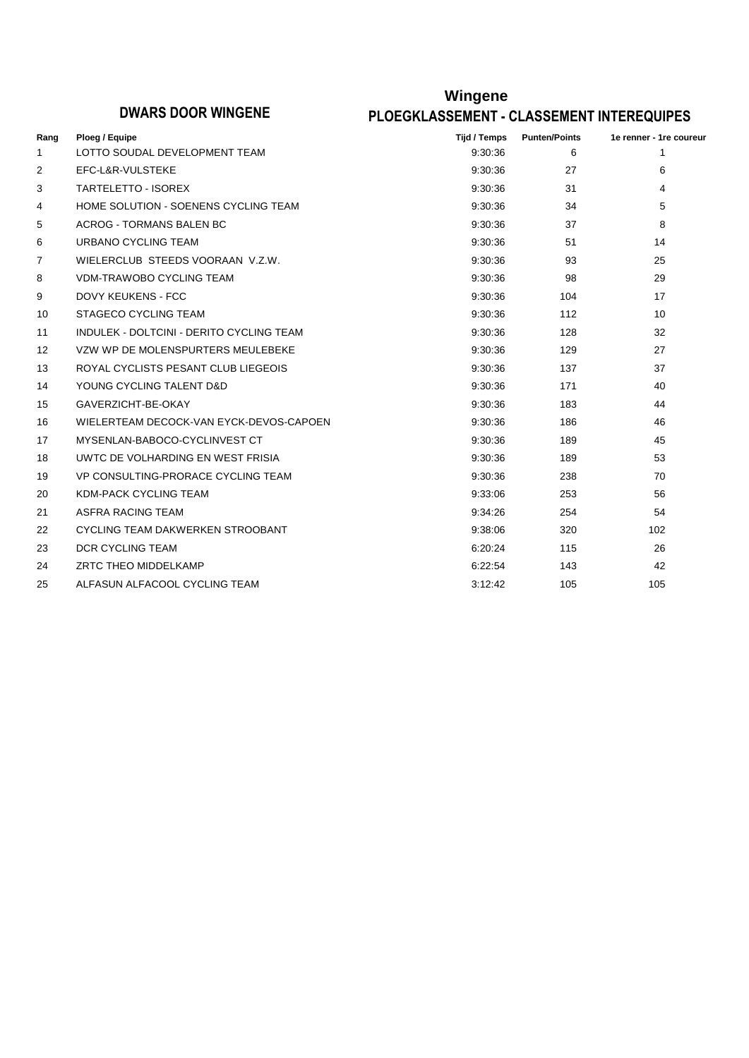# DWARS DOOR WINGENE

## Wingene
## PLOEGKLASSEMENT - CLASSEMENT INTEREQUIPES

| Rang | Ploeg / Equipe | Tijd / Temps | Punten/Points | 1e renner - 1re coureur |
|---|---|---|---|---|
| 1 | LOTTO SOUDAL DEVELOPMENT TEAM | 9:30:36 | 6 | 1 |
| 2 | EFC-L&R-VULSTEKE | 9:30:36 | 27 | 6 |
| 3 | TARTELETTO - ISOREX | 9:30:36 | 31 | 4 |
| 4 | HOME SOLUTION - SOENENS CYCLING TEAM | 9:30:36 | 34 | 5 |
| 5 | ACROG - TORMANS BALEN BC | 9:30:36 | 37 | 8 |
| 6 | URBANO CYCLING TEAM | 9:30:36 | 51 | 14 |
| 7 | WIELERCLUB STEEDS VOORAAN V.Z.W. | 9:30:36 | 93 | 25 |
| 8 | VDM-TRAWOBO CYCLING TEAM | 9:30:36 | 98 | 29 |
| 9 | DOVY KEUKENS - FCC | 9:30:36 | 104 | 17 |
| 10 | STAGECO CYCLING TEAM | 9:30:36 | 112 | 10 |
| 11 | INDULEK - DOLTCINI - DERITO CYCLING TEAM | 9:30:36 | 128 | 32 |
| 12 | VZW WP DE MOLENSPURTERS MEULEBEKE | 9:30:36 | 129 | 27 |
| 13 | ROYAL CYCLISTS PESANT CLUB LIEGEOIS | 9:30:36 | 137 | 37 |
| 14 | YOUNG CYCLING TALENT D&D | 9:30:36 | 171 | 40 |
| 15 | GAVERZICHT-BE-OKAY | 9:30:36 | 183 | 44 |
| 16 | WIELERTEAM DECOCK-VAN EYCK-DEVOS-CAPOEN | 9:30:36 | 186 | 46 |
| 17 | MYSENLAN-BABOCO-CYCLINVEST CT | 9:30:36 | 189 | 45 |
| 18 | UWTC DE VOLHARDING EN WEST FRISIA | 9:30:36 | 189 | 53 |
| 19 | VP CONSULTING-PRORACE CYCLING TEAM | 9:30:36 | 238 | 70 |
| 20 | KDM-PACK CYCLING TEAM | 9:33:06 | 253 | 56 |
| 21 | ASFRA RACING TEAM | 9:34:26 | 254 | 54 |
| 22 | CYCLING TEAM DAKWERKEN STROOBANT | 9:38:06 | 320 | 102 |
| 23 | DCR CYCLING TEAM | 6:20:24 | 115 | 26 |
| 24 | ZRTC THEO MIDDELKAMP | 6:22:54 | 143 | 42 |
| 25 | ALFASUN ALFACOOL CYCLING TEAM | 3:12:42 | 105 | 105 |